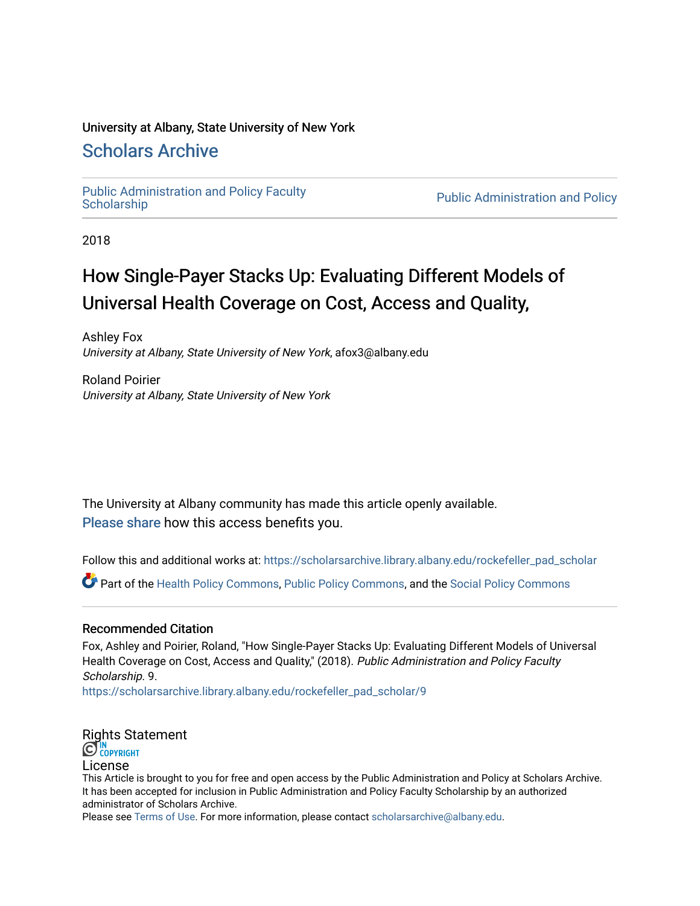University at Albany, State University of New York

# Scholars Archive

Public Administration and Policy Faculty Scholarship | Public Administration and Policy

2018

# How Single-Payer Stacks Up: Evaluating Different Models of Universal Health Coverage on Cost, Access and Quality,

Ashley Fox
*University at Albany, State University of New York*, afox3@albany.edu

Roland Poirier
*University at Albany, State University of New York*

The University at Albany community has made this article openly available.
Please share how this access benefits you.

Follow this and additional works at: https://scholarsarchive.library.albany.edu/rockefeller_pad_scholar

Part of the Health Policy Commons, Public Policy Commons, and the Social Policy Commons

## Recommended Citation

Fox, Ashley and Poirier, Roland, "How Single-Payer Stacks Up: Evaluating Different Models of Universal Health Coverage on Cost, Access and Quality," (2018). *Public Administration and Policy Faculty Scholarship*. 9.
https://scholarsarchive.library.albany.edu/rockefeller_pad_scholar/9

## Rights Statement

IN COPYRIGHT

## License

This Article is brought to you for free and open access by the Public Administration and Policy at Scholars Archive. It has been accepted for inclusion in Public Administration and Policy Faculty Scholarship by an authorized administrator of Scholars Archive.
Please see Terms of Use. For more information, please contact scholarsarchive@albany.edu.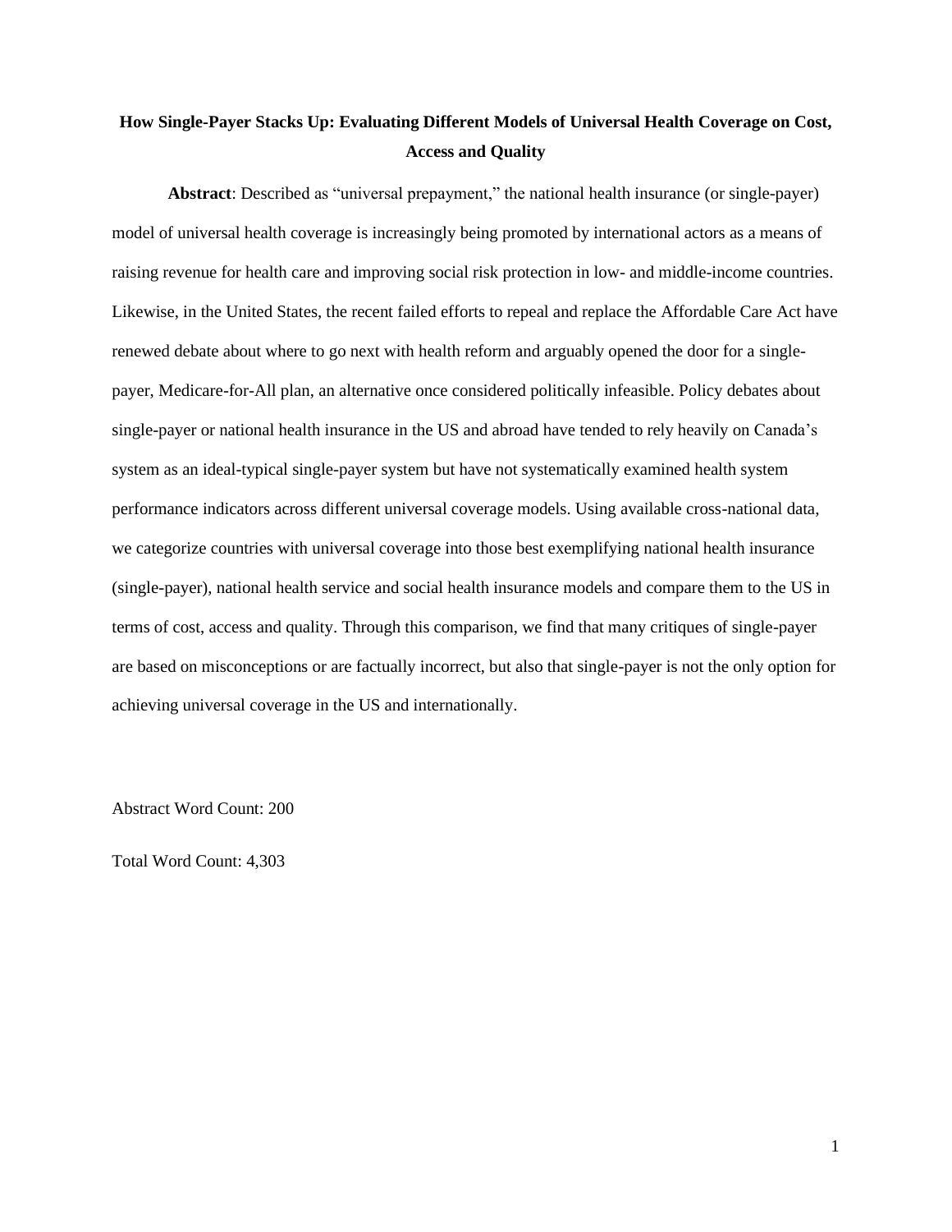**How Single-Payer Stacks Up: Evaluating Different Models of Universal Health Coverage on Cost, Access and Quality**

**Abstract**: Described as "universal prepayment," the national health insurance (or single-payer) model of universal health coverage is increasingly being promoted by international actors as a means of raising revenue for health care and improving social risk protection in low- and middle-income countries. Likewise, in the United States, the recent failed efforts to repeal and replace the Affordable Care Act have renewed debate about where to go next with health reform and arguably opened the door for a single-payer, Medicare-for-All plan, an alternative once considered politically infeasible. Policy debates about single-payer or national health insurance in the US and abroad have tended to rely heavily on Canada's system as an ideal-typical single-payer system but have not systematically examined health system performance indicators across different universal coverage models. Using available cross-national data, we categorize countries with universal coverage into those best exemplifying national health insurance (single-payer), national health service and social health insurance models and compare them to the US in terms of cost, access and quality. Through this comparison, we find that many critiques of single-payer are based on misconceptions or are factually incorrect, but also that single-payer is not the only option for achieving universal coverage in the US and internationally.

Abstract Word Count: 200

Total Word Count: 4,303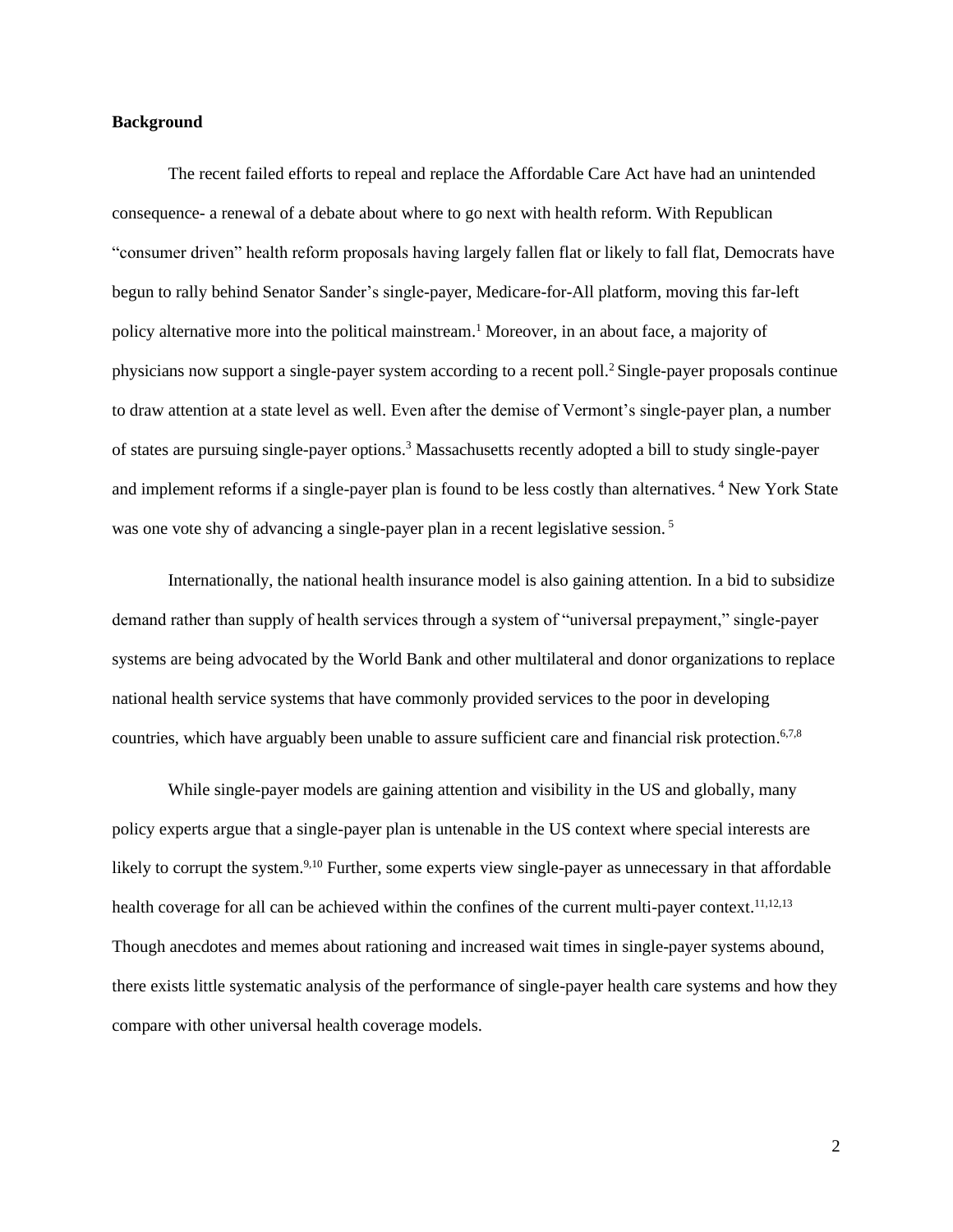**Background**

The recent failed efforts to repeal and replace the Affordable Care Act have had an unintended consequence- a renewal of a debate about where to go next with health reform. With Republican "consumer driven" health reform proposals having largely fallen flat or likely to fall flat, Democrats have begun to rally behind Senator Sander's single-payer, Medicare-for-All platform, moving this far-left policy alternative more into the political mainstream.[1] Moreover, in an about face, a majority of physicians now support a single-payer system according to a recent poll.[2] Single-payer proposals continue to draw attention at a state level as well. Even after the demise of Vermont's single-payer plan, a number of states are pursuing single-payer options.[3] Massachusetts recently adopted a bill to study single-payer and implement reforms if a single-payer plan is found to be less costly than alternatives. [4] New York State was one vote shy of advancing a single-payer plan in a recent legislative session. [5]

Internationally, the national health insurance model is also gaining attention. In a bid to subsidize demand rather than supply of health services through a system of "universal prepayment," single-payer systems are being advocated by the World Bank and other multilateral and donor organizations to replace national health service systems that have commonly provided services to the poor in developing countries, which have arguably been unable to assure sufficient care and financial risk protection.[6,7,8]

While single-payer models are gaining attention and visibility in the US and globally, many policy experts argue that a single-payer plan is untenable in the US context where special interests are likely to corrupt the system.[9,10] Further, some experts view single-payer as unnecessary in that affordable health coverage for all can be achieved within the confines of the current multi-payer context.[11,12,13] Though anecdotes and memes about rationing and increased wait times in single-payer systems abound, there exists little systematic analysis of the performance of single-payer health care systems and how they compare with other universal health coverage models.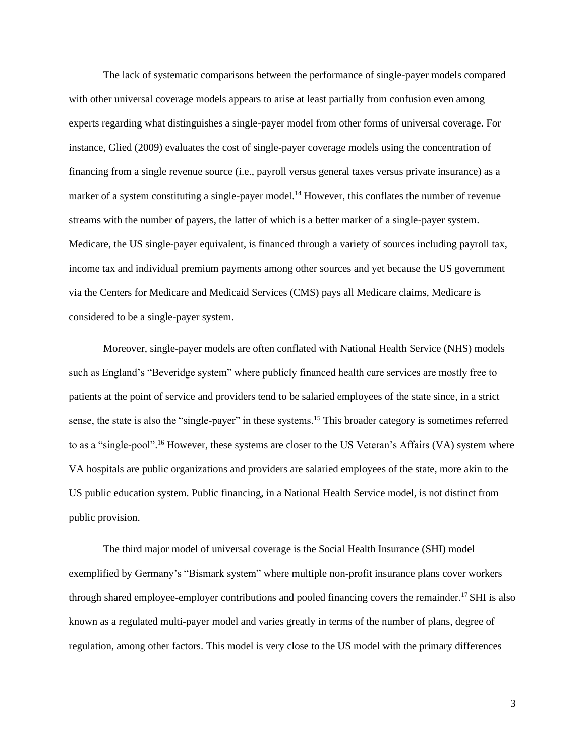The lack of systematic comparisons between the performance of single-payer models compared with other universal coverage models appears to arise at least partially from confusion even among experts regarding what distinguishes a single-payer model from other forms of universal coverage. For instance, Glied (2009) evaluates the cost of single-payer coverage models using the concentration of financing from a single revenue source (i.e., payroll versus general taxes versus private insurance) as a marker of a system constituting a single-payer model.[14] However, this conflates the number of revenue streams with the number of payers, the latter of which is a better marker of a single-payer system. Medicare, the US single-payer equivalent, is financed through a variety of sources including payroll tax, income tax and individual premium payments among other sources and yet because the US government via the Centers for Medicare and Medicaid Services (CMS) pays all Medicare claims, Medicare is considered to be a single-payer system.

Moreover, single-payer models are often conflated with National Health Service (NHS) models such as England's "Beveridge system" where publicly financed health care services are mostly free to patients at the point of service and providers tend to be salaried employees of the state since, in a strict sense, the state is also the "single-payer" in these systems.[15] This broader category is sometimes referred to as a "single-pool".[16] However, these systems are closer to the US Veteran's Affairs (VA) system where VA hospitals are public organizations and providers are salaried employees of the state, more akin to the US public education system. Public financing, in a National Health Service model, is not distinct from public provision.

The third major model of universal coverage is the Social Health Insurance (SHI) model exemplified by Germany's "Bismark system" where multiple non-profit insurance plans cover workers through shared employee-employer contributions and pooled financing covers the remainder.[17] SHI is also known as a regulated multi-payer model and varies greatly in terms of the number of plans, degree of regulation, among other factors. This model is very close to the US model with the primary differences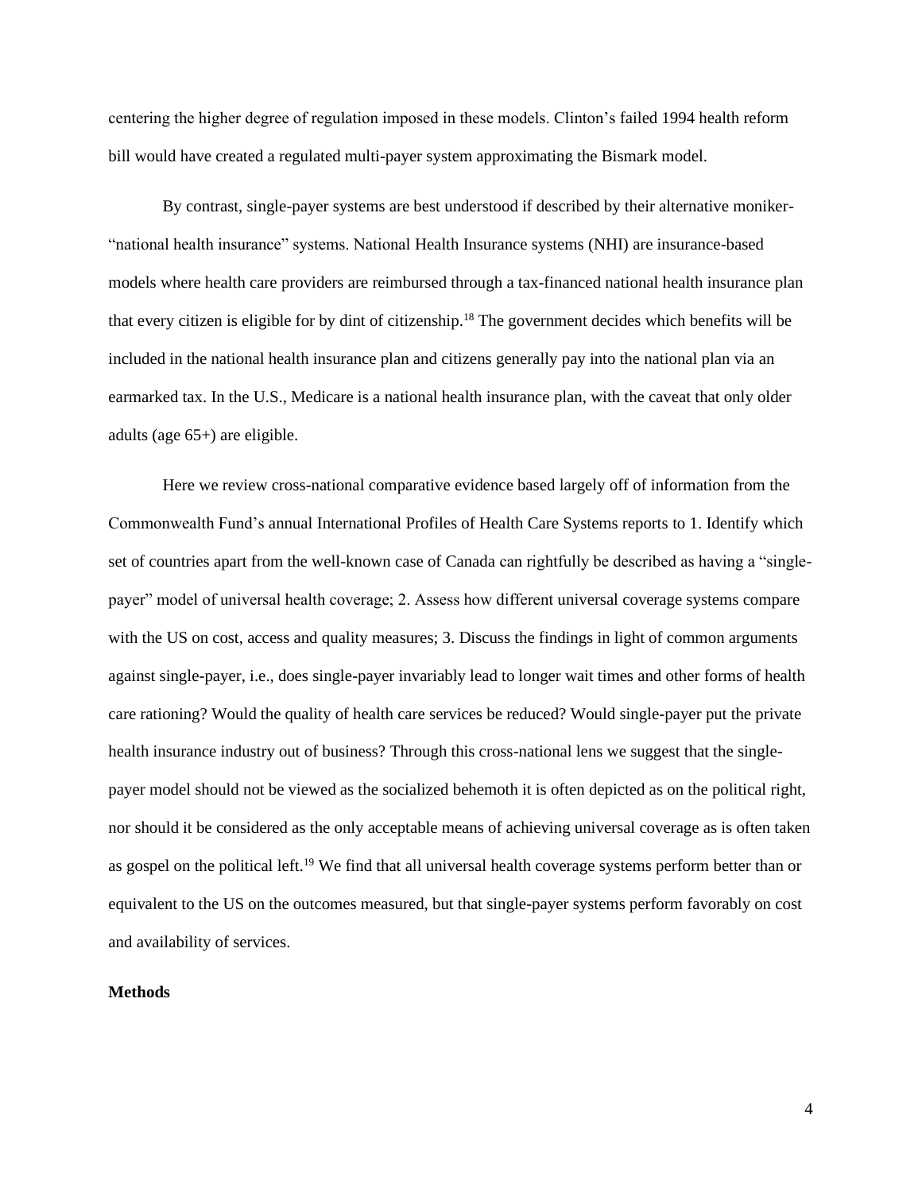centering the higher degree of regulation imposed in these models. Clinton's failed 1994 health reform bill would have created a regulated multi-payer system approximating the Bismark model.

By contrast, single-payer systems are best understood if described by their alternative moniker- "national health insurance" systems. National Health Insurance systems (NHI) are insurance-based models where health care providers are reimbursed through a tax-financed national health insurance plan that every citizen is eligible for by dint of citizenship.[18] The government decides which benefits will be included in the national health insurance plan and citizens generally pay into the national plan via an earmarked tax. In the U.S., Medicare is a national health insurance plan, with the caveat that only older adults (age 65+) are eligible.

Here we review cross-national comparative evidence based largely off of information from the Commonwealth Fund's annual International Profiles of Health Care Systems reports to 1. Identify which set of countries apart from the well-known case of Canada can rightfully be described as having a "single-payer" model of universal health coverage; 2. Assess how different universal coverage systems compare with the US on cost, access and quality measures; 3. Discuss the findings in light of common arguments against single-payer, i.e., does single-payer invariably lead to longer wait times and other forms of health care rationing? Would the quality of health care services be reduced? Would single-payer put the private health insurance industry out of business? Through this cross-national lens we suggest that the single-payer model should not be viewed as the socialized behemoth it is often depicted as on the political right, nor should it be considered as the only acceptable means of achieving universal coverage as is often taken as gospel on the political left.[19] We find that all universal health coverage systems perform better than or equivalent to the US on the outcomes measured, but that single-payer systems perform favorably on cost and availability of services.

**Methods**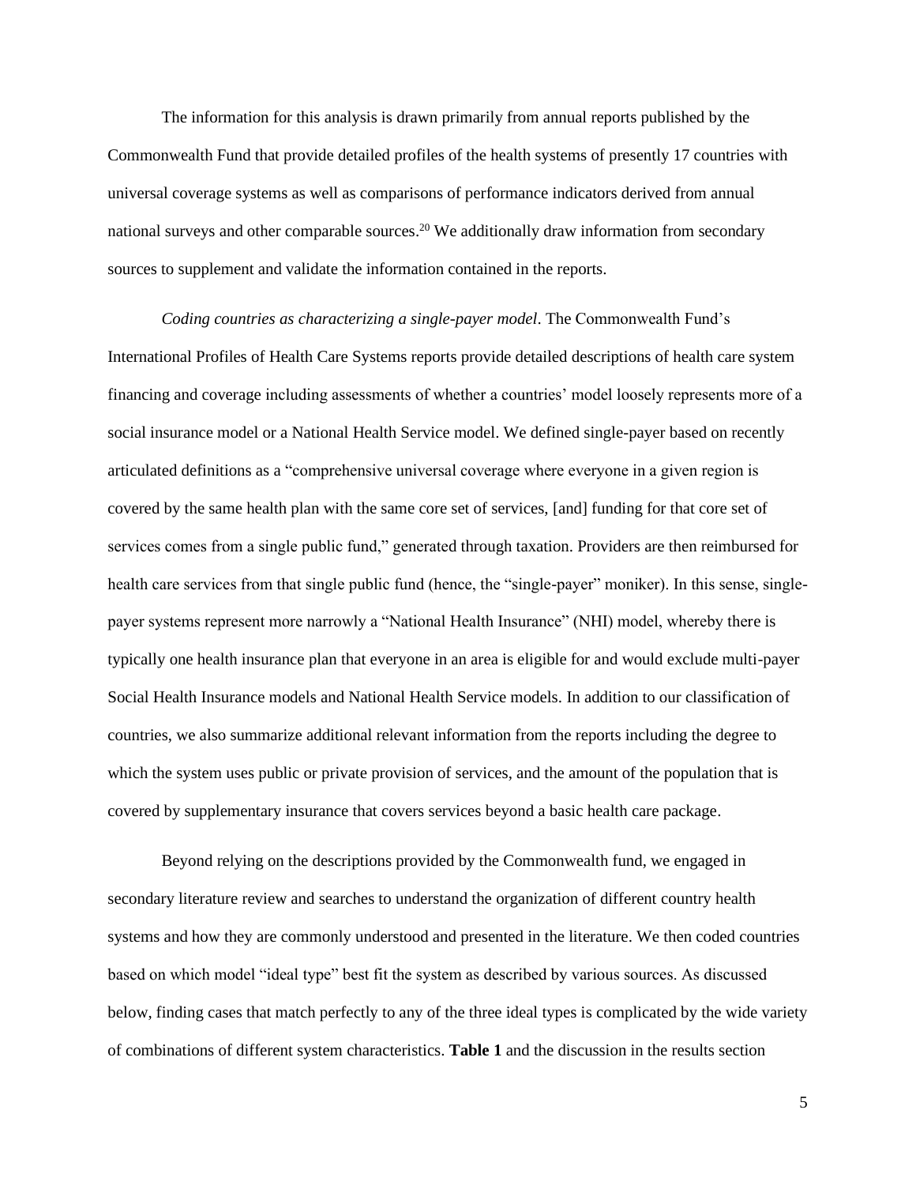The information for this analysis is drawn primarily from annual reports published by the Commonwealth Fund that provide detailed profiles of the health systems of presently 17 countries with universal coverage systems as well as comparisons of performance indicators derived from annual national surveys and other comparable sources.[20] We additionally draw information from secondary sources to supplement and validate the information contained in the reports.

*Coding countries as characterizing a single-payer model*. The Commonwealth Fund's International Profiles of Health Care Systems reports provide detailed descriptions of health care system financing and coverage including assessments of whether a countries' model loosely represents more of a social insurance model or a National Health Service model. We defined single-payer based on recently articulated definitions as a "comprehensive universal coverage where everyone in a given region is covered by the same health plan with the same core set of services, [and] funding for that core set of services comes from a single public fund," generated through taxation. Providers are then reimbursed for health care services from that single public fund (hence, the "single-payer" moniker). In this sense, single-payer systems represent more narrowly a "National Health Insurance" (NHI) model, whereby there is typically one health insurance plan that everyone in an area is eligible for and would exclude multi-payer Social Health Insurance models and National Health Service models. In addition to our classification of countries, we also summarize additional relevant information from the reports including the degree to which the system uses public or private provision of services, and the amount of the population that is covered by supplementary insurance that covers services beyond a basic health care package.

Beyond relying on the descriptions provided by the Commonwealth fund, we engaged in secondary literature review and searches to understand the organization of different country health systems and how they are commonly understood and presented in the literature. We then coded countries based on which model "ideal type" best fit the system as described by various sources. As discussed below, finding cases that match perfectly to any of the three ideal types is complicated by the wide variety of combinations of different system characteristics. **Table 1** and the discussion in the results section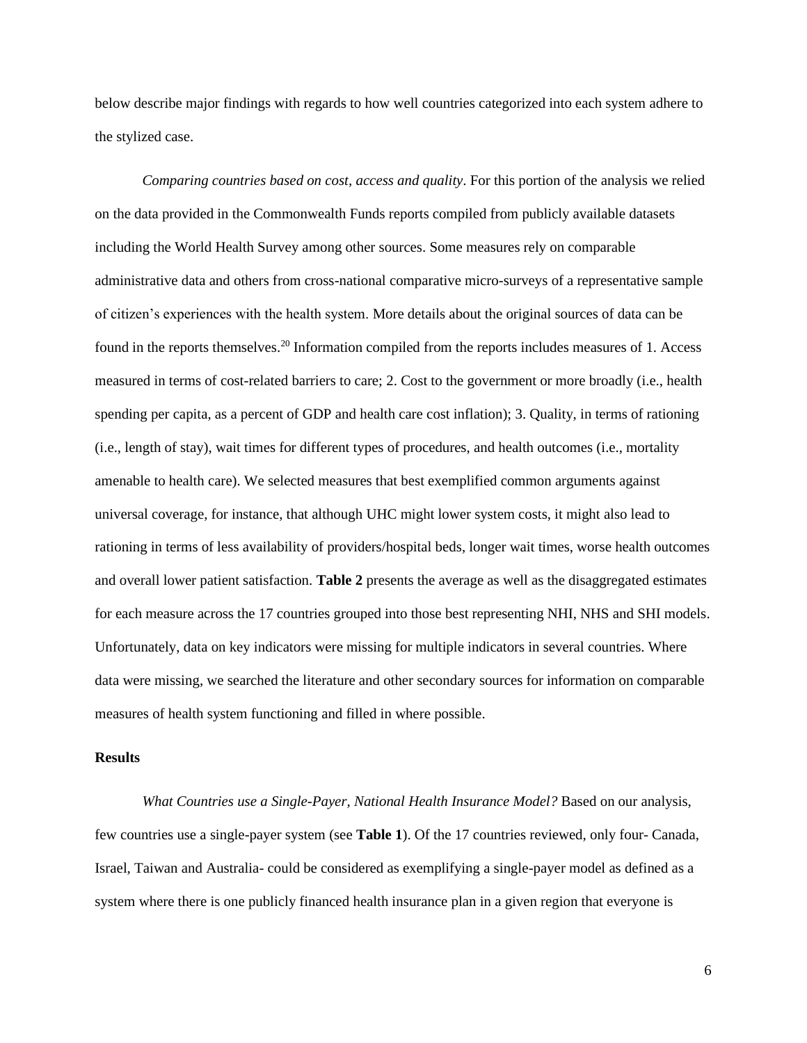below describe major findings with regards to how well countries categorized into each system adhere to the stylized case.

*Comparing countries based on cost, access and quality*. For this portion of the analysis we relied on the data provided in the Commonwealth Funds reports compiled from publicly available datasets including the World Health Survey among other sources. Some measures rely on comparable administrative data and others from cross-national comparative micro-surveys of a representative sample of citizen's experiences with the health system. More details about the original sources of data can be found in the reports themselves.[20] Information compiled from the reports includes measures of 1. Access measured in terms of cost-related barriers to care; 2. Cost to the government or more broadly (i.e., health spending per capita, as a percent of GDP and health care cost inflation); 3. Quality, in terms of rationing (i.e., length of stay), wait times for different types of procedures, and health outcomes (i.e., mortality amenable to health care). We selected measures that best exemplified common arguments against universal coverage, for instance, that although UHC might lower system costs, it might also lead to rationing in terms of less availability of providers/hospital beds, longer wait times, worse health outcomes and overall lower patient satisfaction. **Table 2** presents the average as well as the disaggregated estimates for each measure across the 17 countries grouped into those best representing NHI, NHS and SHI models. Unfortunately, data on key indicators were missing for multiple indicators in several countries. Where data were missing, we searched the literature and other secondary sources for information on comparable measures of health system functioning and filled in where possible.

## Results

*What Countries use a Single-Payer, National Health Insurance Model?* Based on our analysis, few countries use a single-payer system (see **Table 1**). Of the 17 countries reviewed, only four- Canada, Israel, Taiwan and Australia- could be considered as exemplifying a single-payer model as defined as a system where there is one publicly financed health insurance plan in a given region that everyone is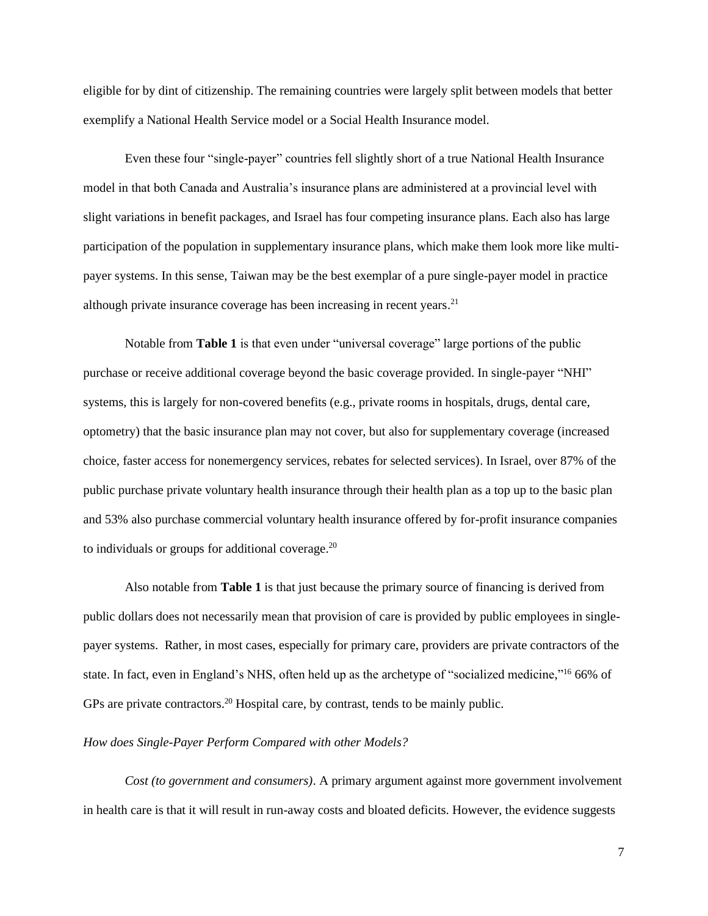eligible for by dint of citizenship. The remaining countries were largely split between models that better exemplify a National Health Service model or a Social Health Insurance model.

Even these four "single-payer" countries fell slightly short of a true National Health Insurance model in that both Canada and Australia's insurance plans are administered at a provincial level with slight variations in benefit packages, and Israel has four competing insurance plans. Each also has large participation of the population in supplementary insurance plans, which make them look more like multi-payer systems. In this sense, Taiwan may be the best exemplar of a pure single-payer model in practice although private insurance coverage has been increasing in recent years.[21]

Notable from **Table 1** is that even under "universal coverage" large portions of the public purchase or receive additional coverage beyond the basic coverage provided. In single-payer "NHI" systems, this is largely for non-covered benefits (e.g., private rooms in hospitals, drugs, dental care, optometry) that the basic insurance plan may not cover, but also for supplementary coverage (increased choice, faster access for nonemergency services, rebates for selected services). In Israel, over 87% of the public purchase private voluntary health insurance through their health plan as a top up to the basic plan and 53% also purchase commercial voluntary health insurance offered by for-profit insurance companies to individuals or groups for additional coverage.[20]

Also notable from **Table 1** is that just because the primary source of financing is derived from public dollars does not necessarily mean that provision of care is provided by public employees in single-payer systems. Rather, in most cases, especially for primary care, providers are private contractors of the state. In fact, even in England's NHS, often held up as the archetype of "socialized medicine,"[16] 66% of GPs are private contractors.[20] Hospital care, by contrast, tends to be mainly public.

*How does Single-Payer Perform Compared with other Models?*

*Cost (to government and consumers)*. A primary argument against more government involvement in health care is that it will result in run-away costs and bloated deficits. However, the evidence suggests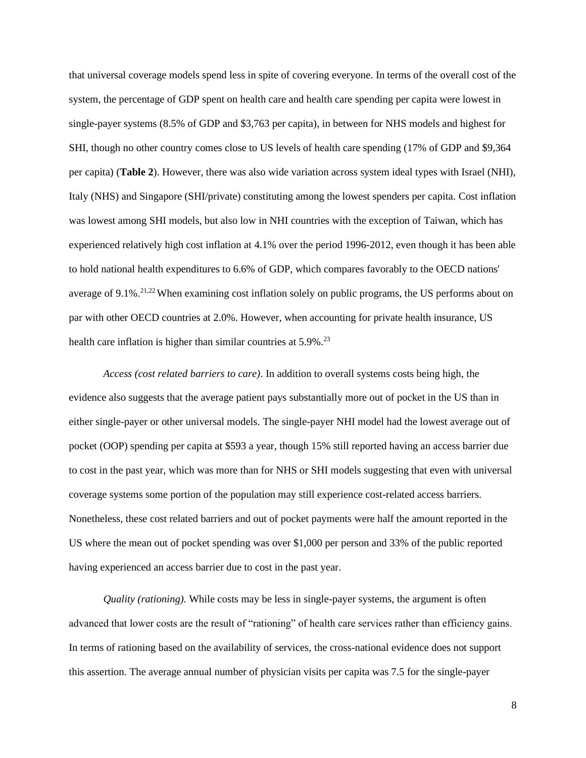that universal coverage models spend less in spite of covering everyone. In terms of the overall cost of the system, the percentage of GDP spent on health care and health care spending per capita were lowest in single-payer systems (8.5% of GDP and $3,763 per capita), in between for NHS models and highest for SHI, though no other country comes close to US levels of health care spending (17% of GDP and $9,364 per capita) (**Table 2**). However, there was also wide variation across system ideal types with Israel (NHI), Italy (NHS) and Singapore (SHI/private) constituting among the lowest spenders per capita. Cost inflation was lowest among SHI models, but also low in NHI countries with the exception of Taiwan, which has experienced relatively high cost inflation at 4.1% over the period 1996-2012, even though it has been able to hold national health expenditures to 6.6% of GDP, which compares favorably to the OECD nations' average of 9.1%.[21,22] When examining cost inflation solely on public programs, the US performs about on par with other OECD countries at 2.0%. However, when accounting for private health insurance, US health care inflation is higher than similar countries at 5.9%.[23]

*Access (cost related barriers to care)*. In addition to overall systems costs being high, the evidence also suggests that the average patient pays substantially more out of pocket in the US than in either single-payer or other universal models. The single-payer NHI model had the lowest average out of pocket (OOP) spending per capita at $593 a year, though 15% still reported having an access barrier due to cost in the past year, which was more than for NHS or SHI models suggesting that even with universal coverage systems some portion of the population may still experience cost-related access barriers. Nonetheless, these cost related barriers and out of pocket payments were half the amount reported in the US where the mean out of pocket spending was over $1,000 per person and 33% of the public reported having experienced an access barrier due to cost in the past year.

*Quality (rationing).* While costs may be less in single-payer systems, the argument is often advanced that lower costs are the result of "rationing" of health care services rather than efficiency gains. In terms of rationing based on the availability of services, the cross-national evidence does not support this assertion. The average annual number of physician visits per capita was 7.5 for the single-payer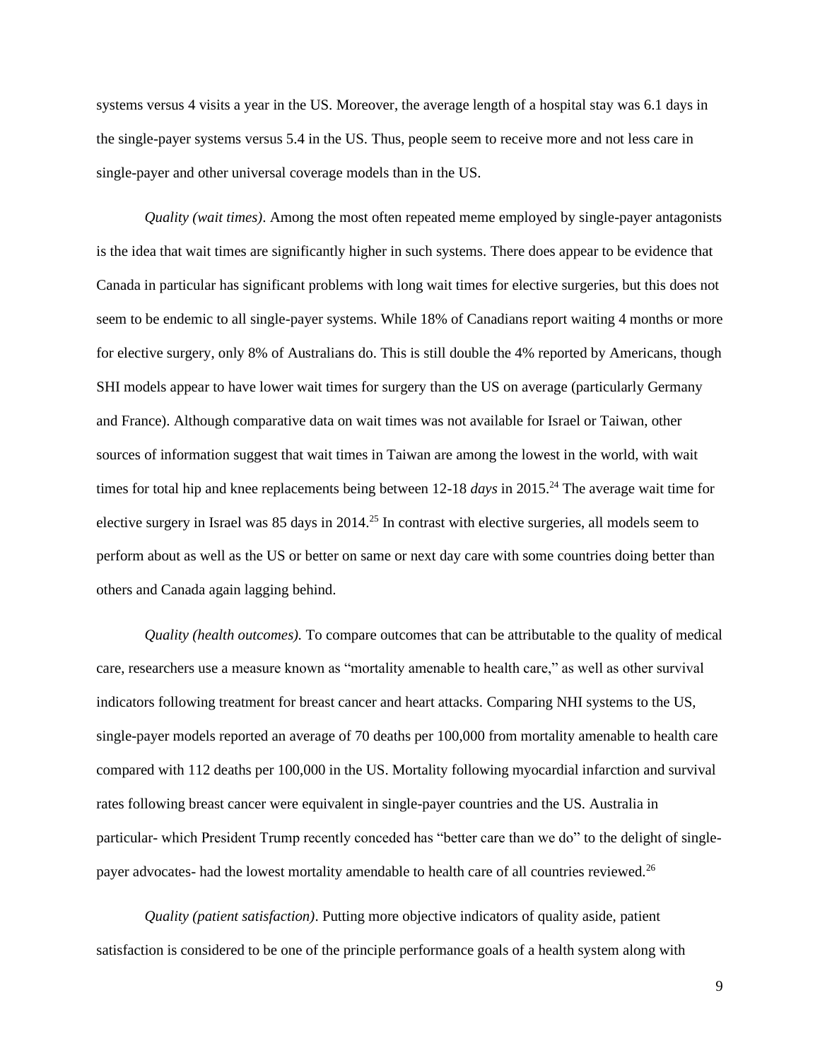systems versus 4 visits a year in the US. Moreover, the average length of a hospital stay was 6.1 days in the single-payer systems versus 5.4 in the US. Thus, people seem to receive more and not less care in single-payer and other universal coverage models than in the US.

*Quality (wait times)*. Among the most often repeated meme employed by single-payer antagonists is the idea that wait times are significantly higher in such systems. There does appear to be evidence that Canada in particular has significant problems with long wait times for elective surgeries, but this does not seem to be endemic to all single-payer systems. While 18% of Canadians report waiting 4 months or more for elective surgery, only 8% of Australians do. This is still double the 4% reported by Americans, though SHI models appear to have lower wait times for surgery than the US on average (particularly Germany and France). Although comparative data on wait times was not available for Israel or Taiwan, other sources of information suggest that wait times in Taiwan are among the lowest in the world, with wait times for total hip and knee replacements being between 12-18 *days* in 2015.[24] The average wait time for elective surgery in Israel was 85 days in 2014.[25] In contrast with elective surgeries, all models seem to perform about as well as the US or better on same or next day care with some countries doing better than others and Canada again lagging behind.

*Quality (health outcomes).* To compare outcomes that can be attributable to the quality of medical care, researchers use a measure known as "mortality amenable to health care," as well as other survival indicators following treatment for breast cancer and heart attacks. Comparing NHI systems to the US, single-payer models reported an average of 70 deaths per 100,000 from mortality amenable to health care compared with 112 deaths per 100,000 in the US. Mortality following myocardial infarction and survival rates following breast cancer were equivalent in single-payer countries and the US. Australia in particular- which President Trump recently conceded has "better care than we do" to the delight of single-payer advocates- had the lowest mortality amendable to health care of all countries reviewed.[26]

*Quality (patient satisfaction)*. Putting more objective indicators of quality aside, patient satisfaction is considered to be one of the principle performance goals of a health system along with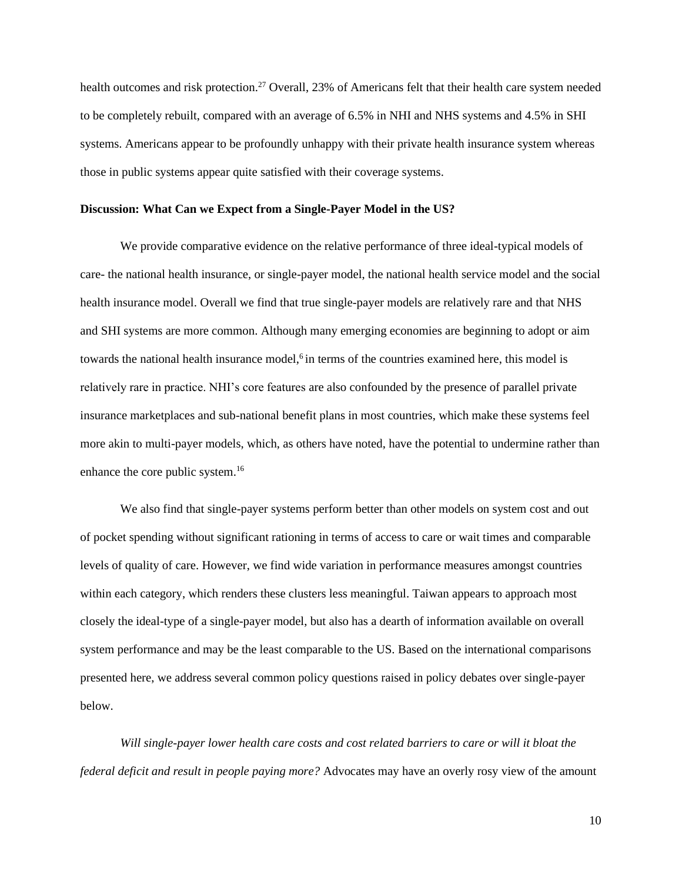health outcomes and risk protection.[27] Overall, 23% of Americans felt that their health care system needed to be completely rebuilt, compared with an average of 6.5% in NHI and NHS systems and 4.5% in SHI systems. Americans appear to be profoundly unhappy with their private health insurance system whereas those in public systems appear quite satisfied with their coverage systems.

**Discussion: What Can we Expect from a Single-Payer Model in the US?**

We provide comparative evidence on the relative performance of three ideal-typical models of care- the national health insurance, or single-payer model, the national health service model and the social health insurance model. Overall we find that true single-payer models are relatively rare and that NHS and SHI systems are more common. Although many emerging economies are beginning to adopt or aim towards the national health insurance model,[6] in terms of the countries examined here, this model is relatively rare in practice. NHI's core features are also confounded by the presence of parallel private insurance marketplaces and sub-national benefit plans in most countries, which make these systems feel more akin to multi-payer models, which, as others have noted, have the potential to undermine rather than enhance the core public system.[16]

We also find that single-payer systems perform better than other models on system cost and out of pocket spending without significant rationing in terms of access to care or wait times and comparable levels of quality of care. However, we find wide variation in performance measures amongst countries within each category, which renders these clusters less meaningful. Taiwan appears to approach most closely the ideal-type of a single-payer model, but also has a dearth of information available on overall system performance and may be the least comparable to the US. Based on the international comparisons presented here, we address several common policy questions raised in policy debates over single-payer below.

*Will single-payer lower health care costs and cost related barriers to care or will it bloat the federal deficit and result in people paying more?* Advocates may have an overly rosy view of the amount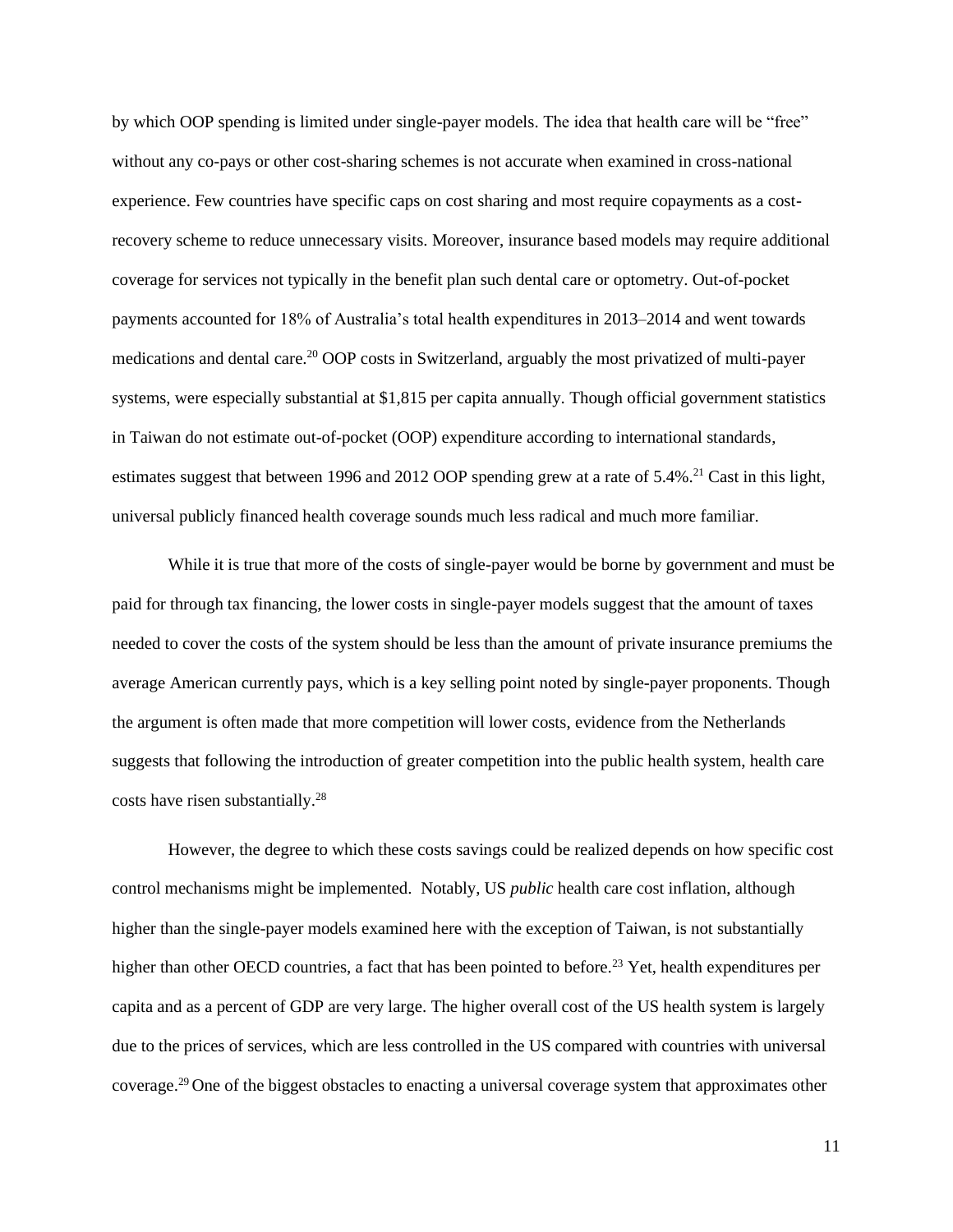by which OOP spending is limited under single-payer models. The idea that health care will be "free" without any co-pays or other cost-sharing schemes is not accurate when examined in cross-national experience. Few countries have specific caps on cost sharing and most require copayments as a cost-recovery scheme to reduce unnecessary visits. Moreover, insurance based models may require additional coverage for services not typically in the benefit plan such dental care or optometry. Out-of-pocket payments accounted for 18% of Australia's total health expenditures in 2013–2014 and went towards medications and dental care.[20] OOP costs in Switzerland, arguably the most privatized of multi-payer systems, were especially substantial at $1,815 per capita annually. Though official government statistics in Taiwan do not estimate out-of-pocket (OOP) expenditure according to international standards, estimates suggest that between 1996 and 2012 OOP spending grew at a rate of 5.4%.[21] Cast in this light, universal publicly financed health coverage sounds much less radical and much more familiar.

While it is true that more of the costs of single-payer would be borne by government and must be paid for through tax financing, the lower costs in single-payer models suggest that the amount of taxes needed to cover the costs of the system should be less than the amount of private insurance premiums the average American currently pays, which is a key selling point noted by single-payer proponents. Though the argument is often made that more competition will lower costs, evidence from the Netherlands suggests that following the introduction of greater competition into the public health system, health care costs have risen substantially.[28]

However, the degree to which these costs savings could be realized depends on how specific cost control mechanisms might be implemented. Notably, US *public* health care cost inflation, although higher than the single-payer models examined here with the exception of Taiwan, is not substantially higher than other OECD countries, a fact that has been pointed to before.[23] Yet, health expenditures per capita and as a percent of GDP are very large. The higher overall cost of the US health system is largely due to the prices of services, which are less controlled in the US compared with countries with universal coverage.[29] One of the biggest obstacles to enacting a universal coverage system that approximates other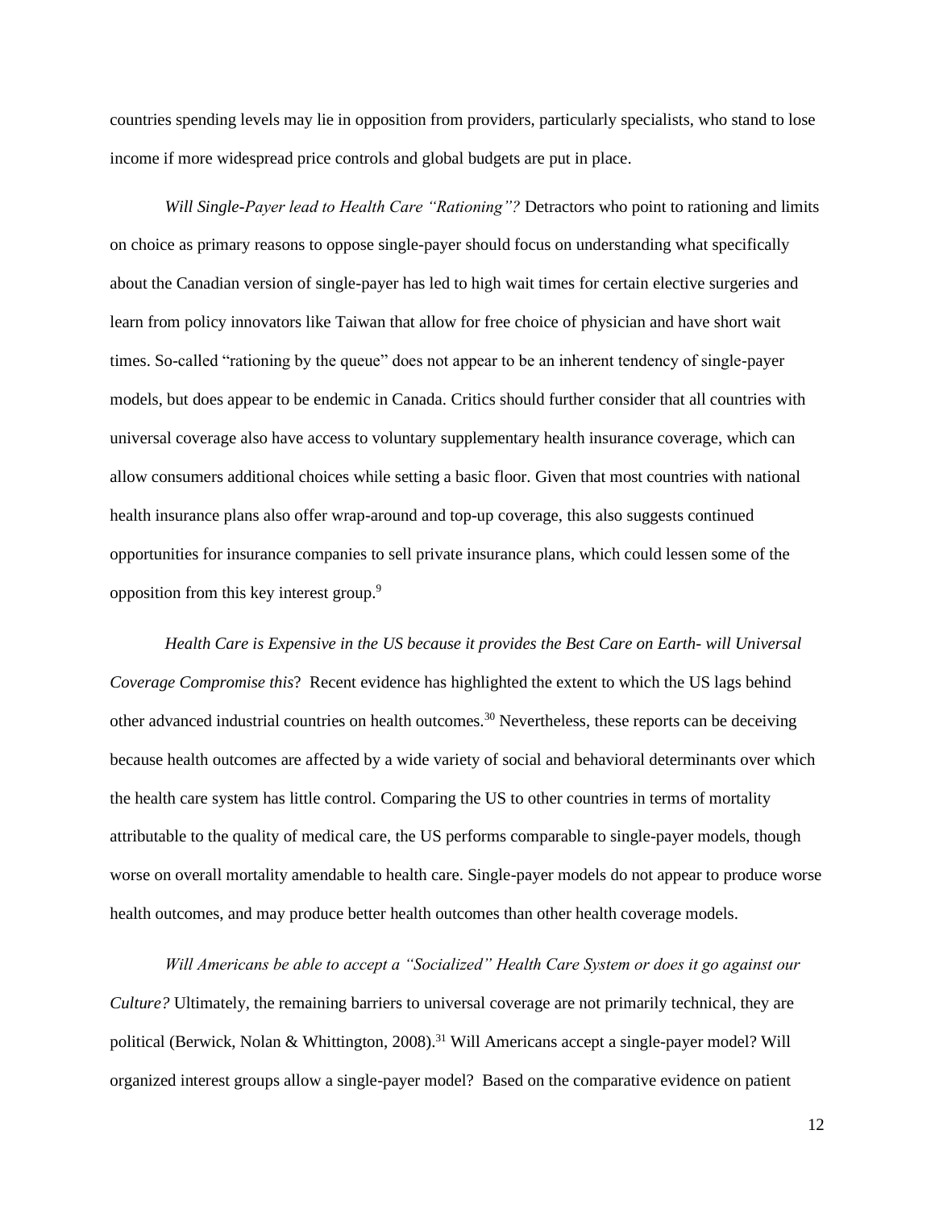countries spending levels may lie in opposition from providers, particularly specialists, who stand to lose income if more widespread price controls and global budgets are put in place.

*Will Single-Payer lead to Health Care "Rationing"?* Detractors who point to rationing and limits on choice as primary reasons to oppose single-payer should focus on understanding what specifically about the Canadian version of single-payer has led to high wait times for certain elective surgeries and learn from policy innovators like Taiwan that allow for free choice of physician and have short wait times. So-called "rationing by the queue" does not appear to be an inherent tendency of single-payer models, but does appear to be endemic in Canada. Critics should further consider that all countries with universal coverage also have access to voluntary supplementary health insurance coverage, which can allow consumers additional choices while setting a basic floor. Given that most countries with national health insurance plans also offer wrap-around and top-up coverage, this also suggests continued opportunities for insurance companies to sell private insurance plans, which could lessen some of the opposition from this key interest group.[9]

*Health Care is Expensive in the US because it provides the Best Care on Earth- will Universal Coverage Compromise this*? Recent evidence has highlighted the extent to which the US lags behind other advanced industrial countries on health outcomes.[30] Nevertheless, these reports can be deceiving because health outcomes are affected by a wide variety of social and behavioral determinants over which the health care system has little control. Comparing the US to other countries in terms of mortality attributable to the quality of medical care, the US performs comparable to single-payer models, though worse on overall mortality amendable to health care. Single-payer models do not appear to produce worse health outcomes, and may produce better health outcomes than other health coverage models.

*Will Americans be able to accept a "Socialized" Health Care System or does it go against our Culture?* Ultimately, the remaining barriers to universal coverage are not primarily technical, they are political (Berwick, Nolan & Whittington, 2008).[31] Will Americans accept a single-payer model? Will organized interest groups allow a single-payer model? Based on the comparative evidence on patient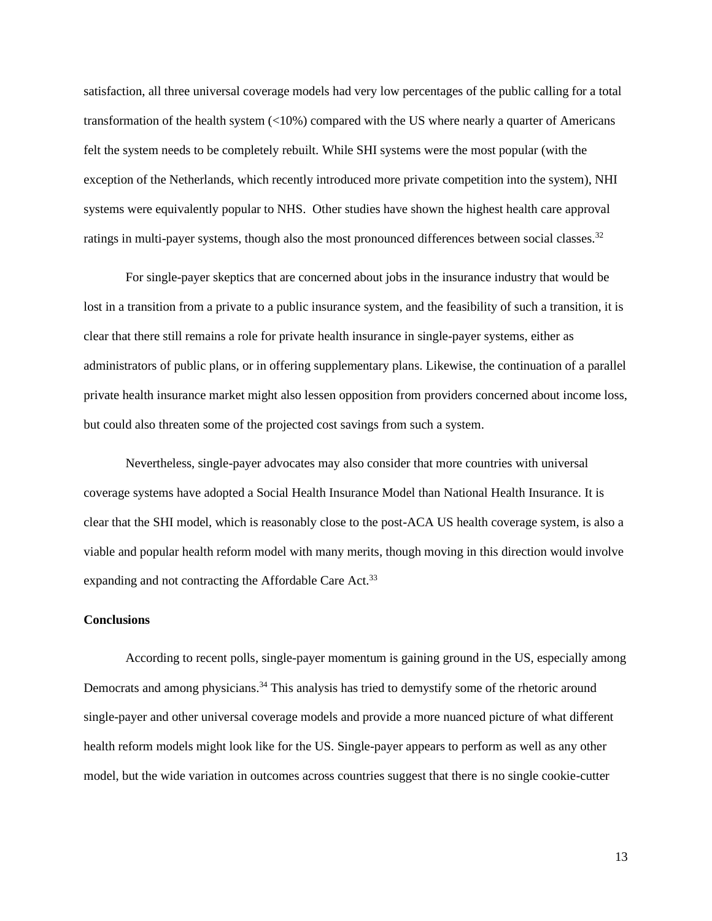satisfaction, all three universal coverage models had very low percentages of the public calling for a total transformation of the health system (<10%) compared with the US where nearly a quarter of Americans felt the system needs to be completely rebuilt. While SHI systems were the most popular (with the exception of the Netherlands, which recently introduced more private competition into the system), NHI systems were equivalently popular to NHS.  Other studies have shown the highest health care approval ratings in multi-payer systems, though also the most pronounced differences between social classes.[32]

For single-payer skeptics that are concerned about jobs in the insurance industry that would be lost in a transition from a private to a public insurance system, and the feasibility of such a transition, it is clear that there still remains a role for private health insurance in single-payer systems, either as administrators of public plans, or in offering supplementary plans. Likewise, the continuation of a parallel private health insurance market might also lessen opposition from providers concerned about income loss, but could also threaten some of the projected cost savings from such a system.

Nevertheless, single-payer advocates may also consider that more countries with universal coverage systems have adopted a Social Health Insurance Model than National Health Insurance. It is clear that the SHI model, which is reasonably close to the post-ACA US health coverage system, is also a viable and popular health reform model with many merits, though moving in this direction would involve expanding and not contracting the Affordable Care Act.[33]

**Conclusions**

According to recent polls, single-payer momentum is gaining ground in the US, especially among Democrats and among physicians.[34] This analysis has tried to demystify some of the rhetoric around single-payer and other universal coverage models and provide a more nuanced picture of what different health reform models might look like for the US. Single-payer appears to perform as well as any other model, but the wide variation in outcomes across countries suggest that there is no single cookie-cutter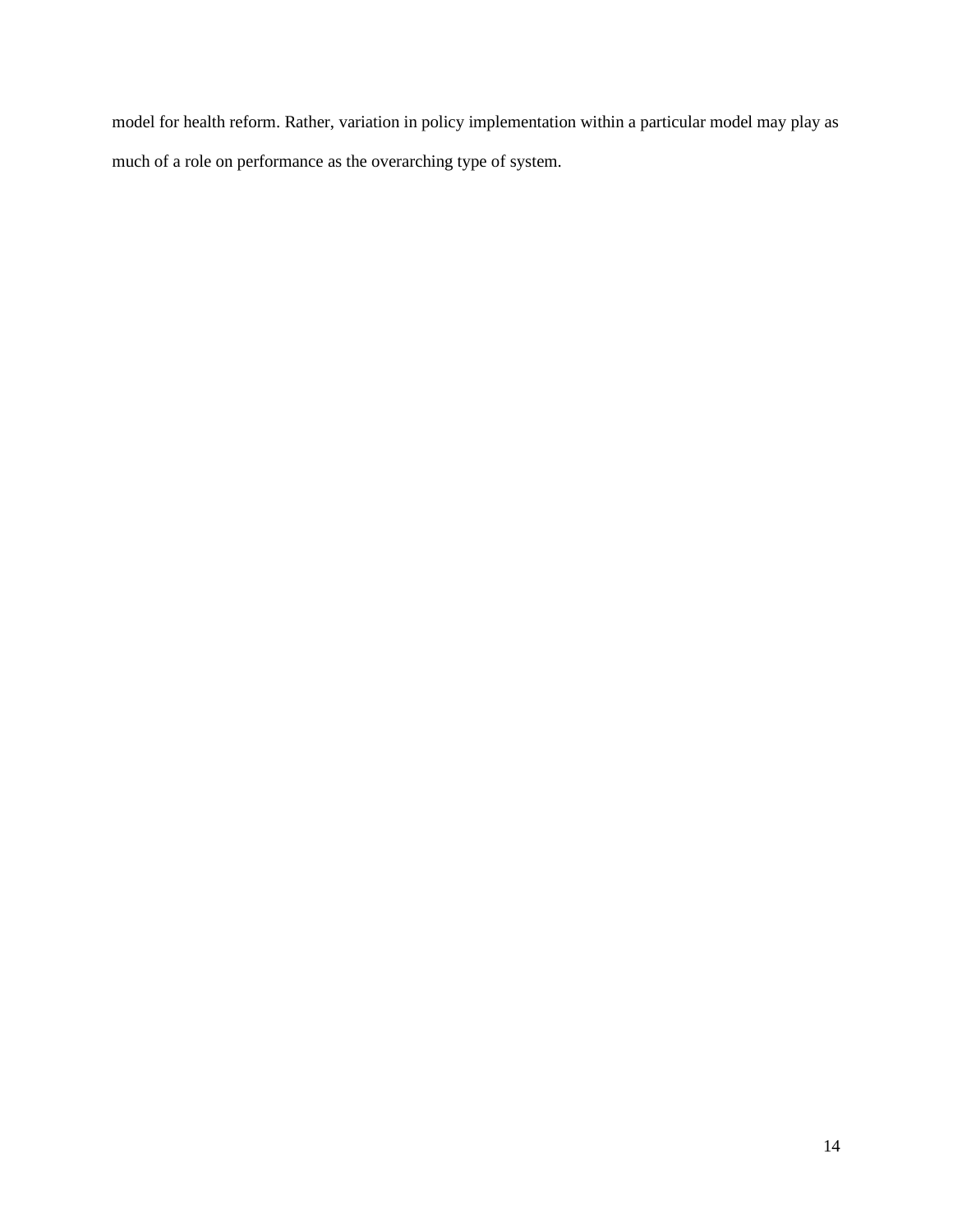model for health reform. Rather, variation in policy implementation within a particular model may play as much of a role on performance as the overarching type of system.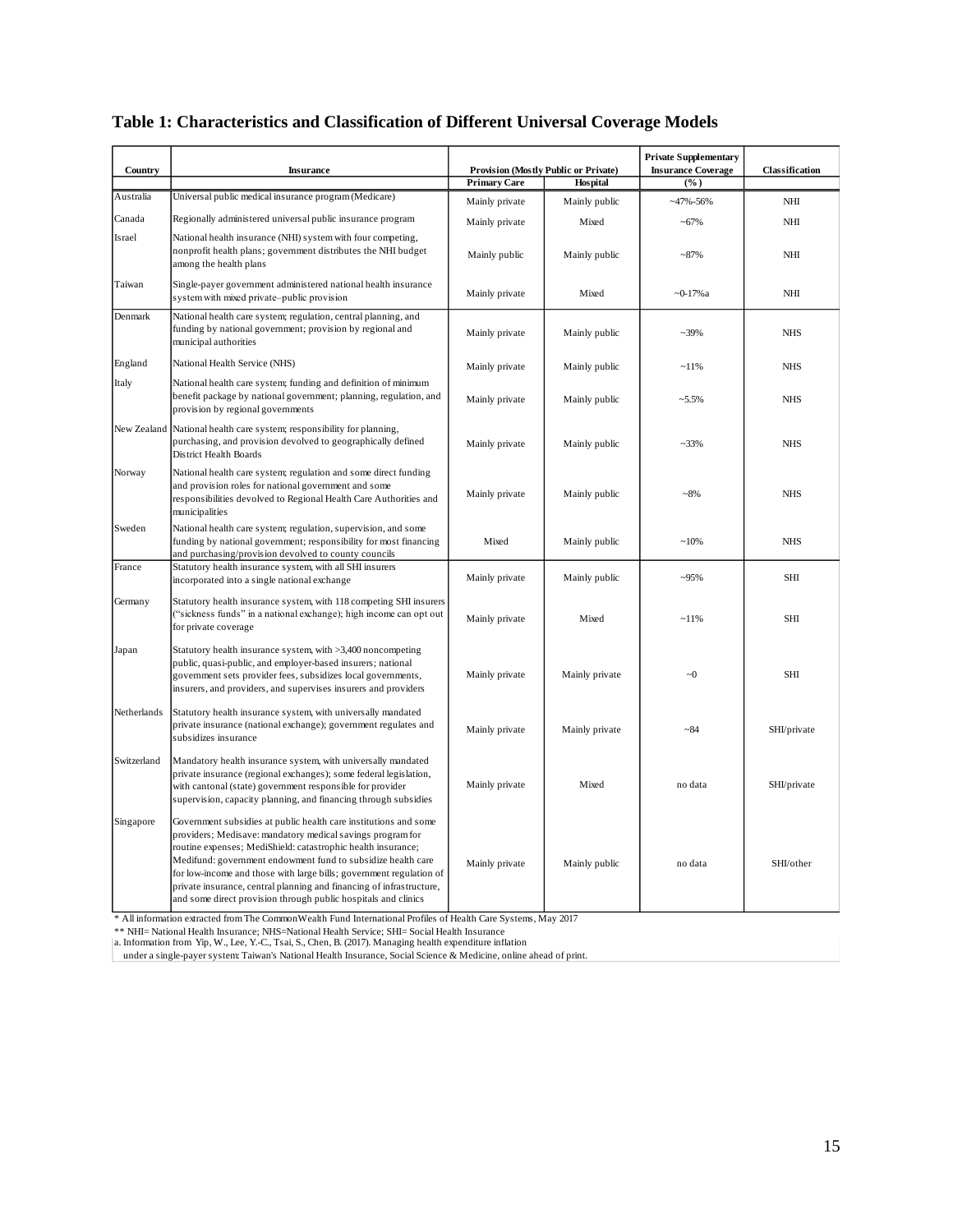**Table 1: Characteristics and Classification of Different Universal Coverage Models**

| Country | Insurance | Provision (Mostly Public or Private) | | Private Supplementary Insurance Coverage | Classification |
|---|---|---|---|---|---|
| | | Primary Care | Hospital | (%) | |
| Australia | Universal public medical insurance program (Medicare) | Mainly private | Mainly public | ~47%-56% | NHI |
| Canada | Regionally administered universal public insurance program | Mainly private | Mixed | ~67% | NHI |
| Israel | National health insurance (NHI) system with four competing, nonprofit health plans; government distributes the NHI budget among the health plans | Mainly public | Mainly public | ~87% | NHI |
| Taiwan | Single-payer government administered national health insurance system with mixed private–public provision | Mainly private | Mixed | ~0-17%a | NHI |
| Denmark | National health care system; regulation, central planning, and funding by national government; provision by regional and municipal authorities | Mainly private | Mainly public | ~39% | NHS |
| England | National Health Service (NHS) | Mainly private | Mainly public | ~11% | NHS |
| Italy | National health care system; funding and definition of minimum benefit package by national government; planning, regulation, and provision by regional governments | Mainly private | Mainly public | ~5.5% | NHS |
| New Zealand | National health care system; responsibility for planning, purchasing, and provision devolved to geographically defined District Health Boards | Mainly private | Mainly public | ~33% | NHS |
| Norway | National health care system; regulation and some direct funding and provision roles for national government and some responsibilities devolved to Regional Health Care Authorities and municipalities | Mainly private | Mainly public | ~8% | NHS |
| Sweden | National health care system; regulation, supervision, and some funding by national government; responsibility for most financing and purchasing/provision devolved to county councils | Mixed | Mainly public | ~10% | NHS |
| France | Statutory health insurance system, with all SHI insurers incorporated into a single national exchange | Mainly private | Mainly public | ~95% | SHI |
| Germany | Statutory health insurance system, with 118 competing SHI insurers ("sickness funds" in a national exchange); high income can opt out for private coverage | Mainly private | Mixed | ~11% | SHI |
| Japan | Statutory health insurance system, with >3,400 noncompeting public, quasi-public, and employer-based insurers; national government sets provider fees, subsidizes local governments, insurers, and providers, and supervises insurers and providers | Mainly private | Mainly private | ~0 | SHI |
| Netherlands | Statutory health insurance system, with universally mandated private insurance (national exchange); government regulates and subsidizes insurance | Mainly private | Mainly private | ~84 | SHI/private |
| Switzerland | Mandatory health insurance system, with universally mandated private insurance (regional exchanges); some federal legislation, with cantonal (state) government responsible for provider supervision, capacity planning, and financing through subsidies | Mainly private | Mixed | no data | SHI/private |
| Singapore | Government subsidies at public health care institutions and some providers; Medisave: mandatory medical savings program for routine expenses; MediShield: catastrophic health insurance; Medifund: government endowment fund to subsidize health care for low-income and those with large bills; government regulation of private insurance, central planning and financing of infrastructure, and some direct provision through public hospitals and clinics | Mainly private | Mainly public | no data | SHI/other |

\* All information extracted from The CommonWealth Fund International Profiles of Health Care Systems, May 2017

\*\* NHI= National Health Insurance; NHS=National Health Service; SHI= Social Health Insurance

a. Information from Yip, W., Lee, Y.-C., Tsai, S., Chen, B. (2017). Managing health expenditure inflation under a single-payer system: Taiwan's National Health Insurance, Social Science & Medicine, online ahead of print.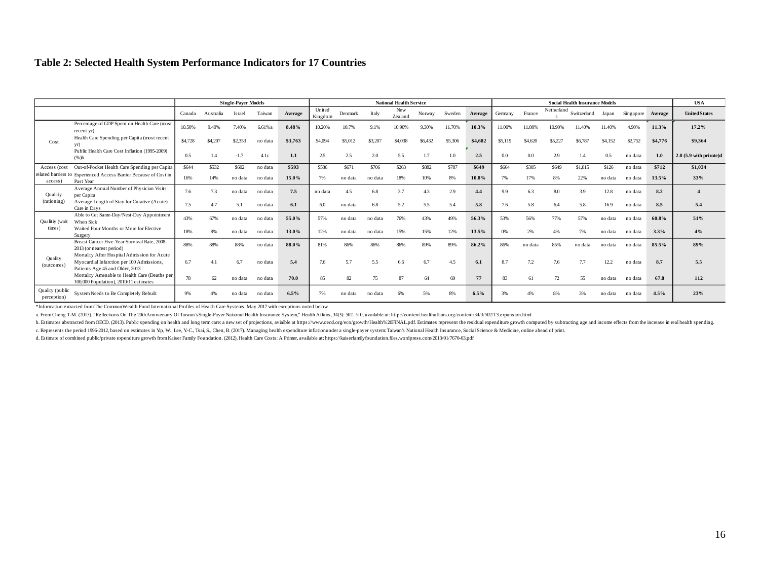**Table 2: Selected Health System Performance Indicators for 17 Countries**

| | | Single-Payer Models | | | | | National Health Service | | | | | | | Social Health Insurance Models | | | | | | | USA |
|---|---|---|---|---|---|---|---|---|---|---|---|---|---|---|---|---|---|---|---|---|---|
| | | Canada | Australia | Israel | Taiwan | Average | United Kingdom | Denmark | Italy | New Zealand | Norway | Sweden | Average | Germany | France | Netherlands | Switzerland | Japan | Singapore | Average | United States |
| Cost | Percentage of GDP Spent on Health Care (most recent yr) | 10.50% | 9.40% | 7.40% | 6.61%a | **8.48%** | 10.20% | 10.7% | 9.1% | 10.90% | 9.30% | 11.70% | **10.3%** | 11.00% | 11.80% | 10.90% | 11.40% | 11.40% | 4.90% | **11.3%** | **17.2%** |
| | Health Care Spending per Capita (most recent yr) | $4,728 | $4,207 | $2,353 | no data | **$3,763** | $4,094 | $5,012 | $3,207 | $4,038 | $6,432 | $5,306 | **$4,682** | $5,119 | $4,620 | $5,227 | $6,787 | $4,152 | $2,752 | **$4,776** | **$9,364** |
| | Public Health Care Cost Inflation (1995-2009) (%)b | 0.5 | 1.4 | -1.7 | 4.1c | **1.1** | 2.5 | 2.5 | 2.0 | 5.5 | 1.7 | 1.0 | **2.5** | 0.0 | 0.0 | 2.9 | 1.4 | 0.5 | no data | **1.0** | **2.0 (5.9 with private)d** |
| Access (cost related barriers to access) | Out-of-Pocket Health Care Spending per Capita | $644 | $532 | $602 | no data | **$593** | $586 | $671 | $706 | $263 | $882 | $787 | **$649** | $664 | $305 | $649 | $1,815 | $126 | no data | **$712** | **$1,034** |
| | Experienced Access Barrier Because of Cost in Past Year | 16% | 14% | no data | no data | **15.0%** | 7% | no data | no data | 18% | 10% | 8% | **10.8%** | 7% | 17% | 8% | 22% | no data | no data | **13.5%** | **33%** |
| Qualitiy (rationing) | Average Annual Number of Physician Visits per Capita | 7.6 | 7.3 | no data | no data | **7.5** | no data | 4.5 | 6.8 | 3.7 | 4.3 | 2.9 | **4.4** | 9.9 | 6.3 | 8.0 | 3.9 | 12.8 | no data | **8.2** | **4** |
| | Average Length of Stay for Curative (Acute) Care in Days | 7.5 | 4.7 | 5.1 | no data | **6.1** | 6.0 | no data | 6.8 | 5.2 | 5.5 | 5.4 | **5.8** | 7.6 | 5.8 | 6.4 | 5.8 | 16.9 | no data | **8.5** | **5.4** |
| Qualitiy (wait times) | Able to Get Same-Day/Next-Day Appointment When Sick | 43% | 67% | no data | no data | **55.0%** | 57% | no data | no data | 76% | 43% | 49% | **56.3%** | 53% | 56% | 77% | 57% | no data | no data | **60.8%** | **51%** |
| | Waited Four Months or More for Elective Surgery | 18% | 8% | no data | no data | **13.0%** | 12% | no data | no data | 15% | 15% | 12% | **13.5%** | 0% | 2% | 4% | 7% | no data | no data | **3.3%** | **4%** |
| Quality (outcomes) | Breast Cancer Five-Year Survival Rate, 2008-2013 (or nearest period) | 88% | 88% | 88% | no data | **88.0%** | 81% | 86% | 86% | 86% | 89% | 89% | **86.2%** | 86% | no data | 85% | no data | no data | no data | **85.5%** | **89%** |
| | Mortality After Hospital Admission for Acute Myocardial Infarction per 100 Admissions, Patients Age 45 and Older, 2013 | 6.7 | 4.1 | 6.7 | no data | **5.4** | 7.6 | 5.7 | 5.5 | 6.6 | 6.7 | 4.5 | **6.1** | 8.7 | 7.2 | 7.6 | 7.7 | 12.2 | no data | **8.7** | **5.5** |
| | Mortality Amenable to Health Care (Deaths per 100,000 Population), 2010/11 estimates | 78 | 62 | no data | no data | **70.0** | 85 | 82 | 75 | 87 | 64 | 69 | **77** | 83 | 61 | 72 | 55 | no data | no data | **67.8** | **112** |
| Quality (public perception) | System Needs to Be Completely Rebuilt | 9% | 4% | no data | no data | **6.5%** | 7% | no data | no data | 6% | 5% | 8% | **6.5%** | 3% | 4% | 8% | 3% | no data | no data | **4.5%** | **23%** |

*Information extracted from The CommonWealth Fund International Profiles of Health Care Systems, May 2017 with exceptions noted below

a. From Cheng T-M. (2015). "Reflections On The 20th Anniversary Of Taiwan's Single-Payer National Health Insurance System," Health Affairs, 34(3): 502–510; available at: http://content.healthaffairs.org/content/34/3/502/T3.expansion.html

b. Estimates abstracted from OECD. (2013). Public spending on health and long term care: a new set of projections, avialble at https://www.oecd.org/eco/growth/Health%20FINAL.pdf. Estimates represent the residual expenditure growth computed by subtracting age and income effects from the increase in real health spending.

c. Represents the period 1996-2012, based on estimates in Yip, W., Lee, Y-C., Tsai, S., Chen, B. (2017). Managing health expenditure inflationunder a single-payer system: Taiwan's National Health Insurance, Social Science & Medicine, online ahead of print.

d. Estimate of combined public/private expendture growth from Kaiser Family Foundation. (2012). Health Care Costs: A Primer, available at: https://kaiserfamilyfoundation.files.wordpress.com/2013/01/7670-03.pdf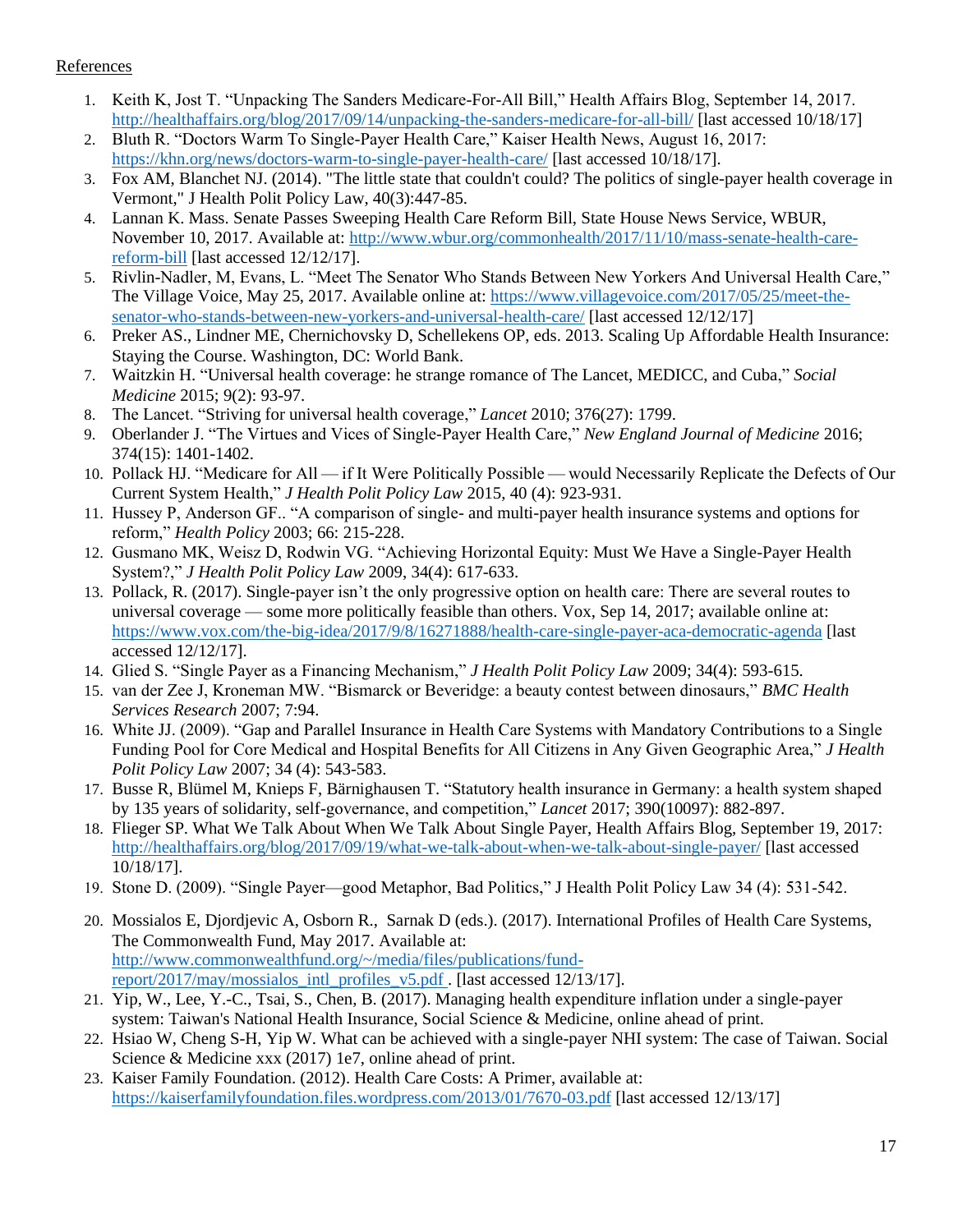References

1. Keith K, Jost T. "Unpacking The Sanders Medicare-For-All Bill," Health Affairs Blog, September 14, 2017. http://healthaffairs.org/blog/2017/09/14/unpacking-the-sanders-medicare-for-all-bill/ [last accessed 10/18/17]
2. Bluth R. "Doctors Warm To Single-Payer Health Care," Kaiser Health News, August 16, 2017: https://khn.org/news/doctors-warm-to-single-payer-health-care/ [last accessed 10/18/17].
3. Fox AM, Blanchet NJ. (2014). "The little state that couldn't could? The politics of single-payer health coverage in Vermont," J Health Polit Policy Law, 40(3):447-85.
4. Lannan K. Mass. Senate Passes Sweeping Health Care Reform Bill, State House News Service, WBUR, November 10, 2017. Available at: http://www.wbur.org/commonhealth/2017/11/10/mass-senate-health-care-reform-bill [last accessed 12/12/17].
5. Rivlin-Nadler, M, Evans, L. "Meet The Senator Who Stands Between New Yorkers And Universal Health Care," The Village Voice, May 25, 2017. Available online at: https://www.villagevoice.com/2017/05/25/meet-the-senator-who-stands-between-new-yorkers-and-universal-health-care/ [last accessed 12/12/17]
6. Preker AS., Lindner ME, Chernichovsky D, Schellekens OP, eds. 2013. Scaling Up Affordable Health Insurance: Staying the Course. Washington, DC: World Bank.
7. Waitzkin H. "Universal health coverage: he strange romance of The Lancet, MEDICC, and Cuba," *Social Medicine* 2015; 9(2): 93-97.
8. The Lancet. "Striving for universal health coverage," *Lancet* 2010; 376(27): 1799.
9. Oberlander J. "The Virtues and Vices of Single-Payer Health Care," *New England Journal of Medicine* 2016; 374(15): 1401-1402.
10. Pollack HJ. "Medicare for All — if It Were Politically Possible — would Necessarily Replicate the Defects of Our Current System Health," *J Health Polit Policy Law* 2015, 40 (4): 923-931.
11. Hussey P, Anderson GF.. "A comparison of single- and multi-payer health insurance systems and options for reform," *Health Policy* 2003; 66: 215-228.
12. Gusmano MK, Weisz D, Rodwin VG. "Achieving Horizontal Equity: Must We Have a Single-Payer Health System?," *J Health Polit Policy Law* 2009, 34(4): 617-633.
13. Pollack, R. (2017). Single-payer isn't the only progressive option on health care: There are several routes to universal coverage — some more politically feasible than others. Vox, Sep 14, 2017; available online at: https://www.vox.com/the-big-idea/2017/9/8/16271888/health-care-single-payer-aca-democratic-agenda [last accessed 12/12/17].
14. Glied S. "Single Payer as a Financing Mechanism," *J Health Polit Policy Law* 2009; 34(4): 593-615.
15. van der Zee J, Kroneman MW. "Bismarck or Beveridge: a beauty contest between dinosaurs," *BMC Health Services Research* 2007; 7:94.
16. White JJ. (2009). "Gap and Parallel Insurance in Health Care Systems with Mandatory Contributions to a Single Funding Pool for Core Medical and Hospital Benefits for All Citizens in Any Given Geographic Area," *J Health Polit Policy Law* 2007; 34 (4): 543-583.
17. Busse R, Blümel M, Knieps F, Bärnighausen T. "Statutory health insurance in Germany: a health system shaped by 135 years of solidarity, self-governance, and competition," *Lancet* 2017; 390(10097): 882-897.
18. Flieger SP. What We Talk About When We Talk About Single Payer, Health Affairs Blog, September 19, 2017: http://healthaffairs.org/blog/2017/09/19/what-we-talk-about-when-we-talk-about-single-payer/ [last accessed 10/18/17].
19. Stone D. (2009). "Single Payer—good Metaphor, Bad Politics," J Health Polit Policy Law 34 (4): 531-542.
20. Mossialos E, Djordjevic A, Osborn R., Sarnak D (eds.). (2017). International Profiles of Health Care Systems, The Commonwealth Fund, May 2017. Available at: http://www.commonwealthfund.org/~/media/files/publications/fund-report/2017/may/mossialos_intl_profiles_v5.pdf . [last accessed 12/13/17].
21. Yip, W., Lee, Y.-C., Tsai, S., Chen, B. (2017). Managing health expenditure inflation under a single-payer system: Taiwan's National Health Insurance, Social Science & Medicine, online ahead of print.
22. Hsiao W, Cheng S-H, Yip W. What can be achieved with a single-payer NHI system: The case of Taiwan. Social Science & Medicine xxx (2017) 1e7, online ahead of print.
23. Kaiser Family Foundation. (2012). Health Care Costs: A Primer, available at: https://kaiserfamilyfoundation.files.wordpress.com/2013/01/7670-03.pdf [last accessed 12/13/17]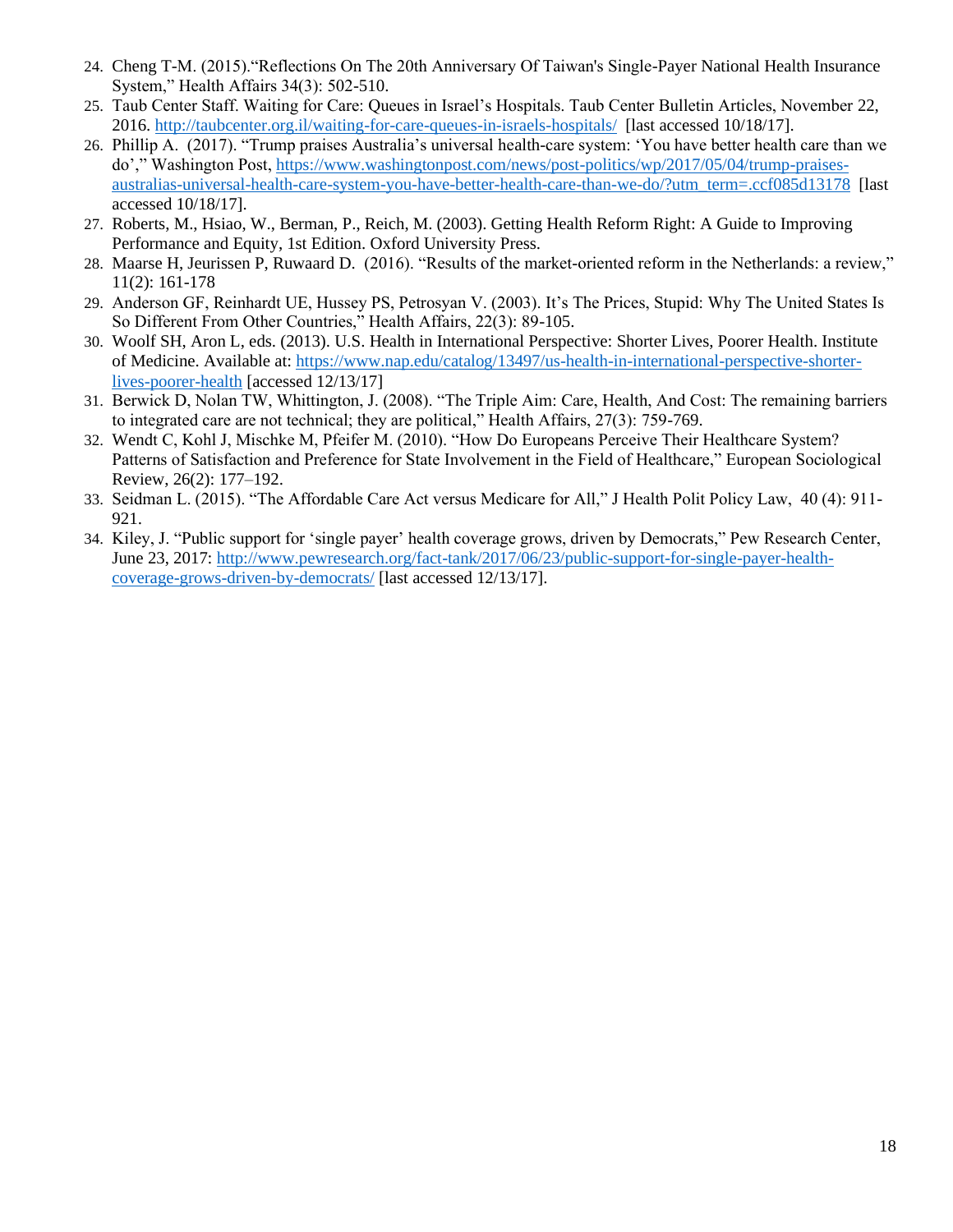24. Cheng T-M. (2015).“Reflections On The 20th Anniversary Of Taiwan's Single-Payer National Health Insurance System,” Health Affairs 34(3): 502-510.
25. Taub Center Staff. Waiting for Care: Queues in Israel’s Hospitals. Taub Center Bulletin Articles, November 22, 2016. http://taubcenter.org.il/waiting-for-care-queues-in-israels-hospitals/ [last accessed 10/18/17].
26. Phillip A. (2017). “Trump praises Australia’s universal health-care system: ‘You have better health care than we do’,” Washington Post, https://www.washingtonpost.com/news/post-politics/wp/2017/05/04/trump-praises-australias-universal-health-care-system-you-have-better-health-care-than-we-do/?utm_term=.ccf085d13178 [last accessed 10/18/17].
27. Roberts, M., Hsiao, W., Berman, P., Reich, M. (2003). Getting Health Reform Right: A Guide to Improving Performance and Equity, 1st Edition. Oxford University Press.
28. Maarse H, Jeurissen P, Ruwaard D. (2016). “Results of the market-oriented reform in the Netherlands: a review,” 11(2): 161-178
29. Anderson GF, Reinhardt UE, Hussey PS, Petrosyan V. (2003). It’s The Prices, Stupid: Why The United States Is So Different From Other Countries,” Health Affairs, 22(3): 89-105.
30. Woolf SH, Aron L, eds. (2013). U.S. Health in International Perspective: Shorter Lives, Poorer Health. Institute of Medicine. Available at: https://www.nap.edu/catalog/13497/us-health-in-international-perspective-shorter-lives-poorer-health [accessed 12/13/17]
31. Berwick D, Nolan TW, Whittington, J. (2008). “The Triple Aim: Care, Health, And Cost: The remaining barriers to integrated care are not technical; they are political,” Health Affairs, 27(3): 759-769.
32. Wendt C, Kohl J, Mischke M, Pfeifer M. (2010). “How Do Europeans Perceive Their Healthcare System? Patterns of Satisfaction and Preference for State Involvement in the Field of Healthcare,” European Sociological Review, 26(2): 177–192.
33. Seidman L. (2015). “The Affordable Care Act versus Medicare for All,” J Health Polit Policy Law, 40 (4): 911-921.
34. Kiley, J. “Public support for ‘single payer’ health coverage grows, driven by Democrats,” Pew Research Center, June 23, 2017: http://www.pewresearch.org/fact-tank/2017/06/23/public-support-for-single-payer-health-coverage-grows-driven-by-democrats/ [last accessed 12/13/17].